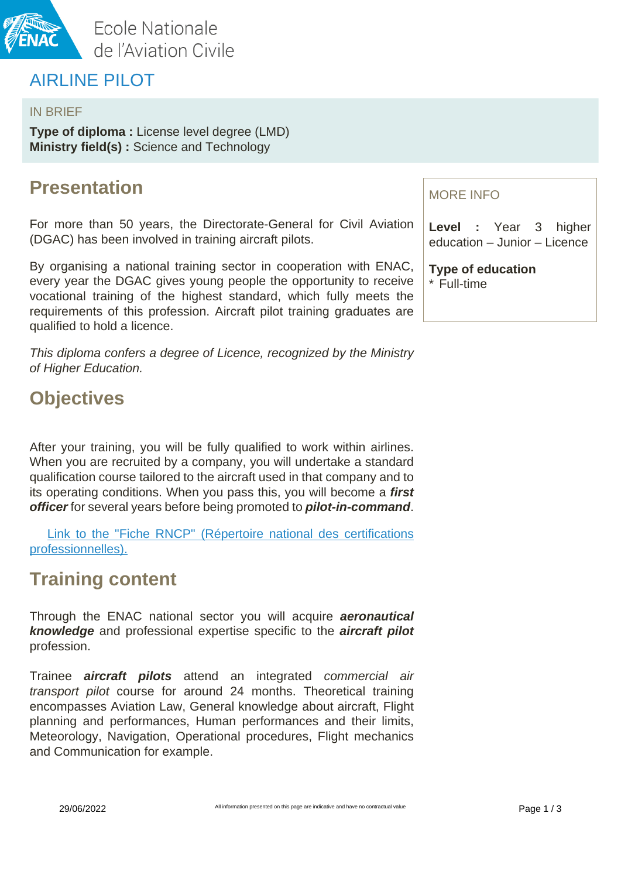Ecole Nationale
de l'Aviation Civile

# AIRLINE PILOT

IN BRIEF

**Type of diploma :** License level degree (LMD)
**Ministry field(s) :** Science and Technology

## Presentation

For more than 50 years, the Directorate-General for Civil Aviation (DGAC) has been involved in training aircraft pilots.

By organising a national training sector in cooperation with ENAC, every year the DGAC gives young people the opportunity to receive vocational training of the highest standard, which fully meets the requirements of this profession. Aircraft pilot training graduates are qualified to hold a licence.

*This diploma confers a degree of Licence, recognized by the Ministry of Higher Education.*

MORE INFO

**Level :** Year 3 higher education – Junior – Licence

**Type of education**
* Full-time

## Objectives

After your training, you will be fully qualified to work within airlines. When you are recruited by a company, you will undertake a standard qualification course tailored to the aircraft used in that company and to its operating conditions. When you pass this, you will become a ***first officer*** for several years before being promoted to ***pilot-in-command***.

Link to the "Fiche RNCP" (Répertoire national des certifications professionnelles).

## Training content

Through the ENAC national sector you will acquire ***aeronautical knowledge*** and professional expertise specific to the ***aircraft pilot*** profession.

Trainee ***aircraft pilots*** attend an integrated *commercial air transport pilot* course for around 24 months. Theoretical training encompasses Aviation Law, General knowledge about aircraft, Flight planning and performances, Human performances and their limits, Meteorology, Navigation, Operational procedures, Flight mechanics and Communication for example.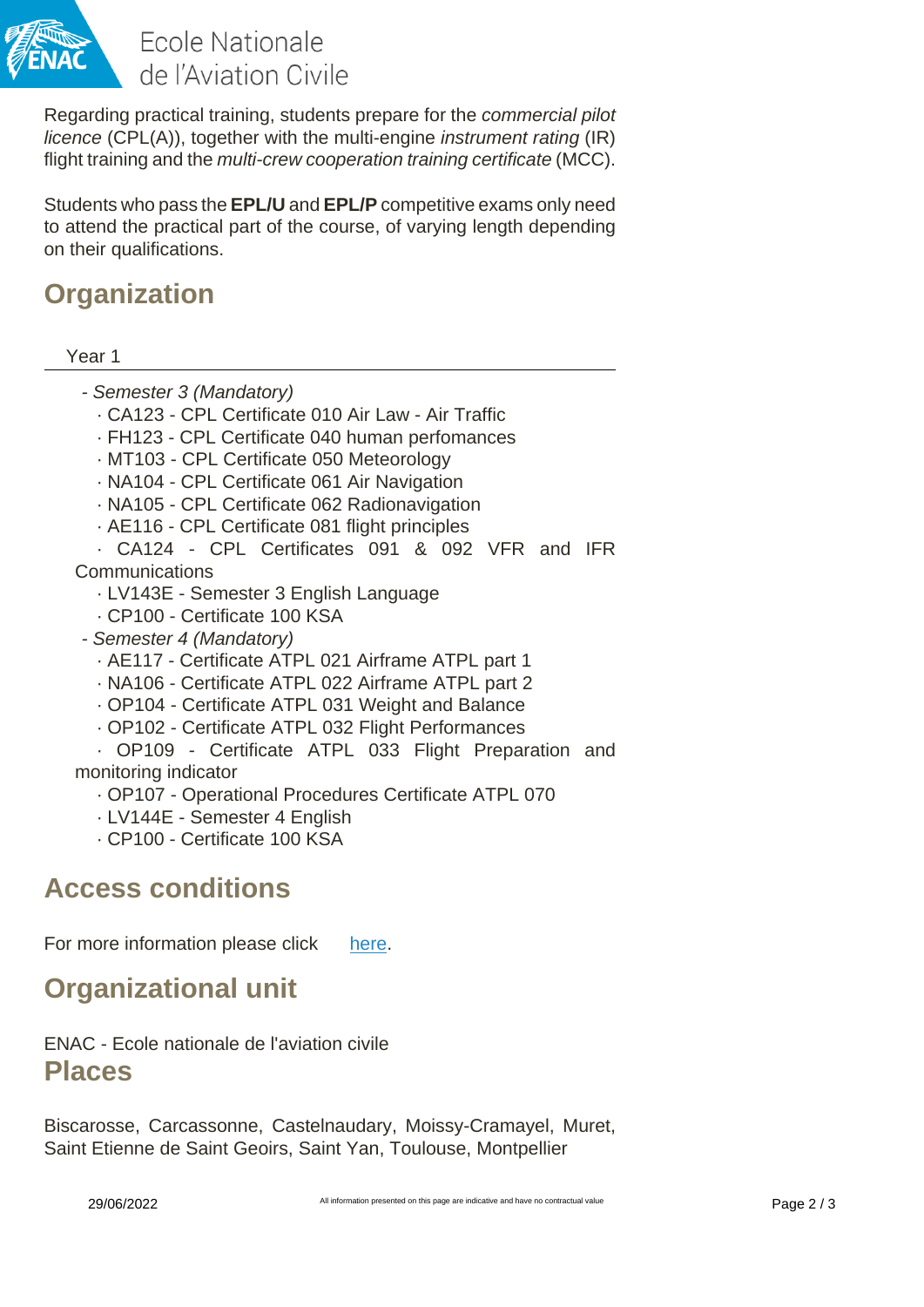Regarding practical training, students prepare for the *commercial pilot licence* (CPL(A)), together with the multi-engine *instrument rating* (IR) flight training and the *multi-crew cooperation training certificate* (MCC).

Students who pass the **EPL/U** and **EPL/P** competitive exams only need to attend the practical part of the course, of varying length depending on their qualifications.

## Organization

Year 1

- *Semester 3 (Mandatory)*
  - · CA123 - CPL Certificate 010 Air Law - Air Traffic
  - · FH123 - CPL Certificate 040 human perfomances
  - · MT103 - CPL Certificate 050 Meteorology
  - · NA104 - CPL Certificate 061 Air Navigation
  - · NA105 - CPL Certificate 062 Radionavigation
  - · AE116 - CPL Certificate 081 flight principles
  - · CA124 - CPL Certificates 091 & 092 VFR and IFR Communications
  - · LV143E - Semester 3 English Language
  - · CP100 - Certificate 100 KSA
- *Semester 4 (Mandatory)*
  - · AE117 - Certificate ATPL 021 Airframe ATPL part 1
  - · NA106 - Certificate ATPL 022 Airframe ATPL part 2
  - · OP104 - Certificate ATPL 031 Weight and Balance
  - · OP102 - Certificate ATPL 032 Flight Performances
  - · OP109 - Certificate ATPL 033 Flight Preparation and monitoring indicator
  - · OP107 - Operational Procedures Certificate ATPL 070
  - · LV144E - Semester 4 English
  - · CP100 - Certificate 100 KSA

## Access conditions

For more information please click here.

## Organizational unit

ENAC - Ecole nationale de l'aviation civile

## Places

Biscarosse, Carcassonne, Castelnaudary, Moissy-Cramayel, Muret, Saint Etienne de Saint Geoirs, Saint Yan, Toulouse, Montpellier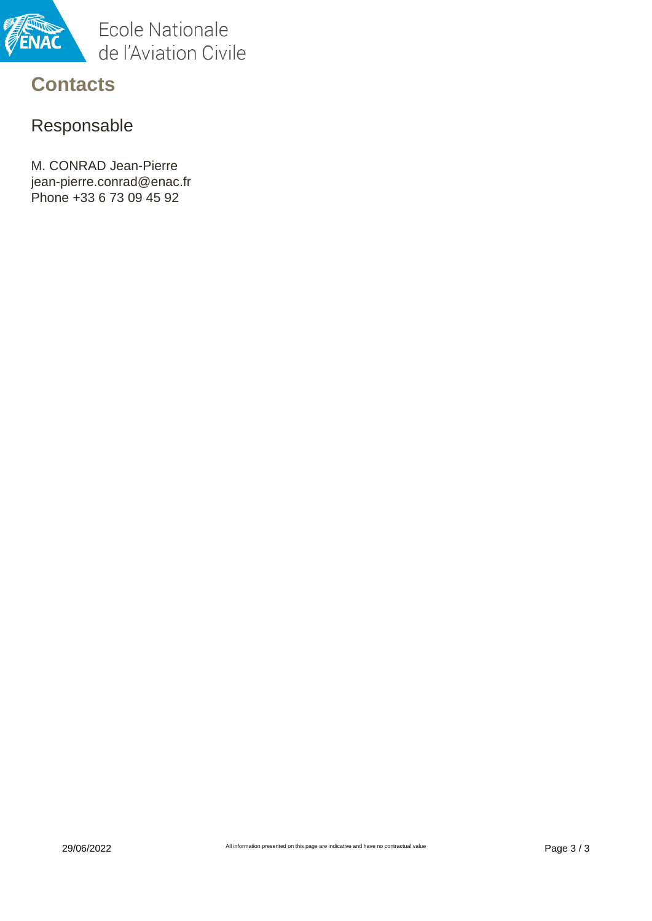## Contacts

### Responsable

M. CONRAD Jean-Pierre
jean-pierre.conrad@enac.fr
Phone +33 6 73 09 45 92